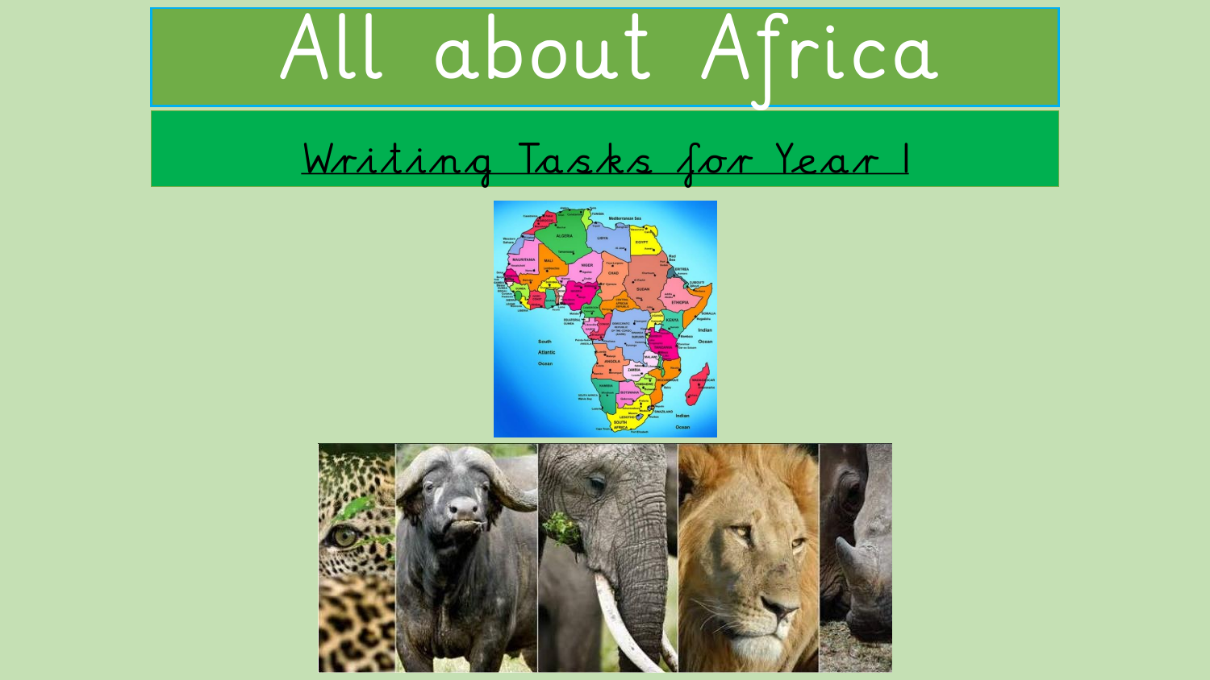# All about Africa

## Writing Tasks for Year 1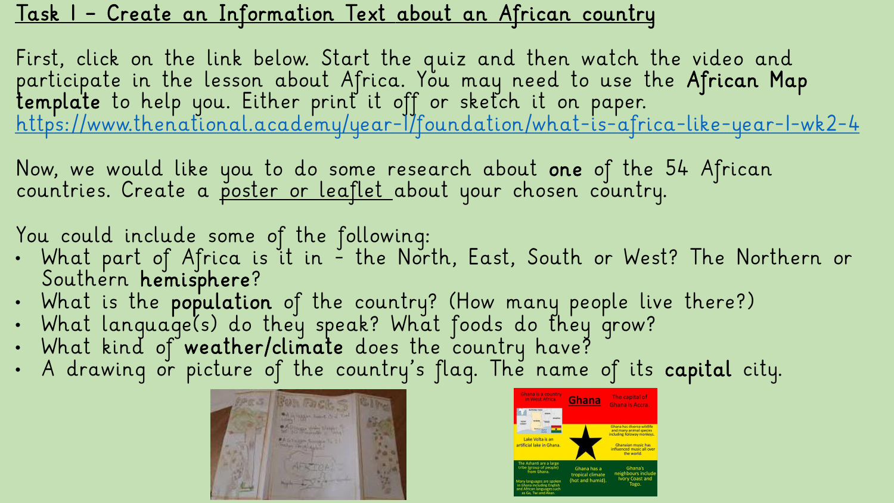# Task 1 – Create an Information Text about an African country

First, click on the link below. Start the quiz and then watch the video and participate in the lesson about Africa. You may need to use the **African Map template** to help you. Either print it off or sketch it on paper.
https://www.thenational.academy/year-1/foundation/what-is-africa-like-year-1-wk2-4

Now, we would like you to do some research about **one** of the 54 African countries. Create a poster or leaflet about your chosen country.

You could include some of the following:

- What part of Africa is it in – the North, East, South or West? The Northern or Southern **hemisphere**?
- What is the **population** of the country? (How many people live there?)
- What language(s) do they speak? What foods do they grow?
- What kind of **weather/climate** does the country have?
- A drawing or picture of the country's flag. The name of its **capital** city.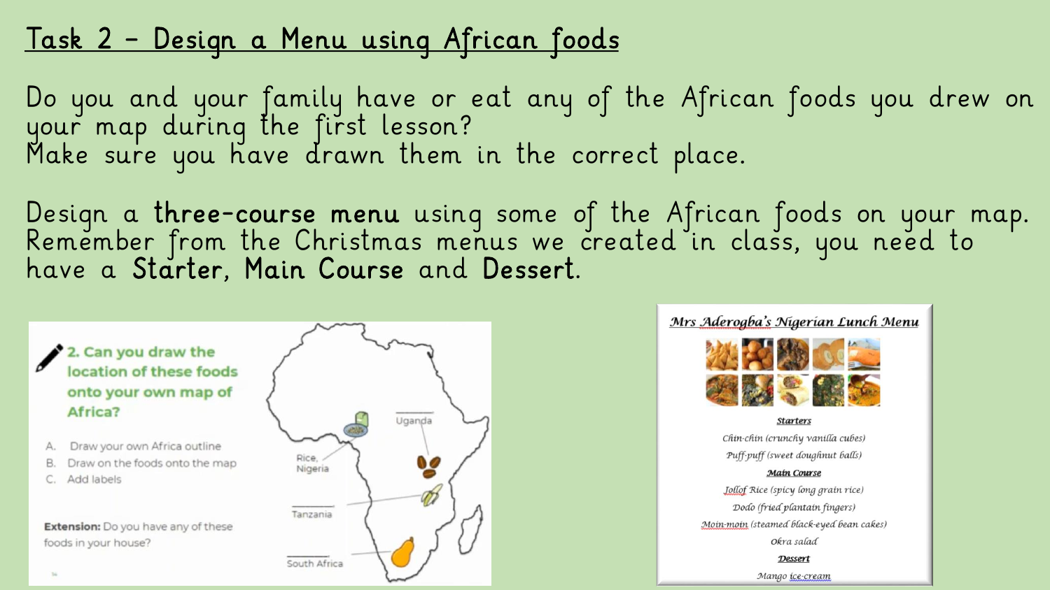# Task 2 – Design a Menu using African foods

Do you and your family have or eat any of the African foods you drew on your map during the first lesson?
Make sure you have drawn them in the correct place.

Design a **three-course menu** using some of the African foods on your map. Remember from the Christmas menus we created in class, you need to have a **Starter**, **Main Course** and **Dessert**.

2. Can you draw the location of these foods onto your own map of Africa?

A. Draw your own Africa outline
B. Draw on the foods onto the map
C. Add labels

**Extension:** Do you have any of these foods in your house?

Uganda

Rice, Nigeria

Tanzania

South Africa

*Mrs Aderogba's Nigerian Lunch Menu*

***Starters***

*Chin-chin (crunchy vanilla cubes)*

*Puff-puff (sweet doughnut balls)*

***Main Course***

*Jollof Rice (spicy long grain rice)*

*Dodo (fried plantain fingers)*

*Moin-moin (steamed black-eyed bean cakes)*

*Okra salad*

***Dessert***

*Mango ice-cream*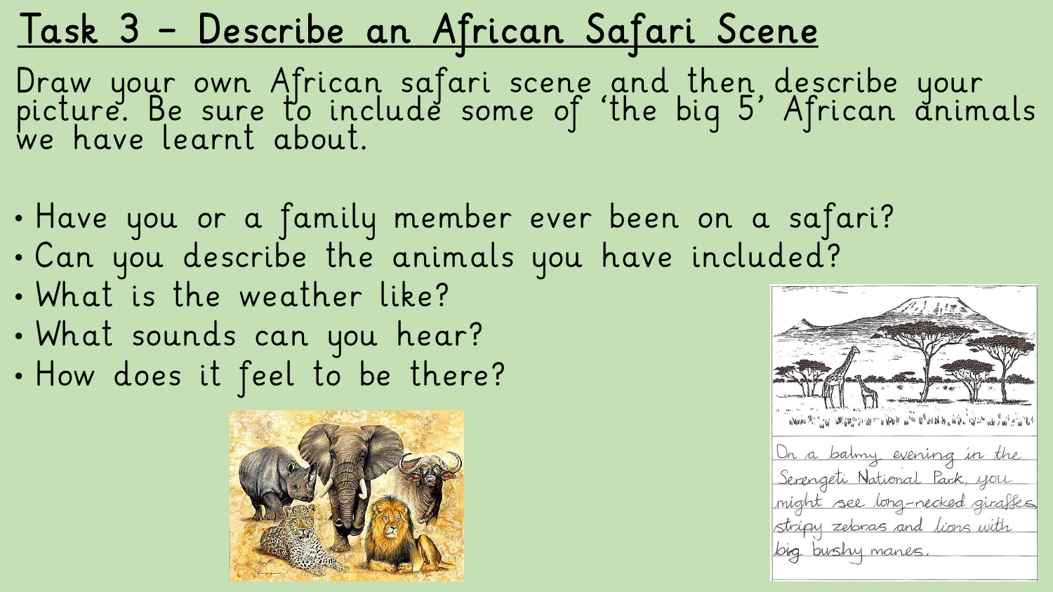# Task 3 – Describe an African Safari Scene

Draw your own African safari scene and then describe your picture. Be sure to include some of 'the big 5' African animals we have learnt about.

- Have you or a family member ever been on a safari?
- Can you describe the animals you have included?
- What is the weather like?
- What sounds can you hear?
- How does it feel to be there?

On a balmy evening in the Serengeti National Park, you might see long-necked giraffes, stripy zebras and lions with big bushy manes.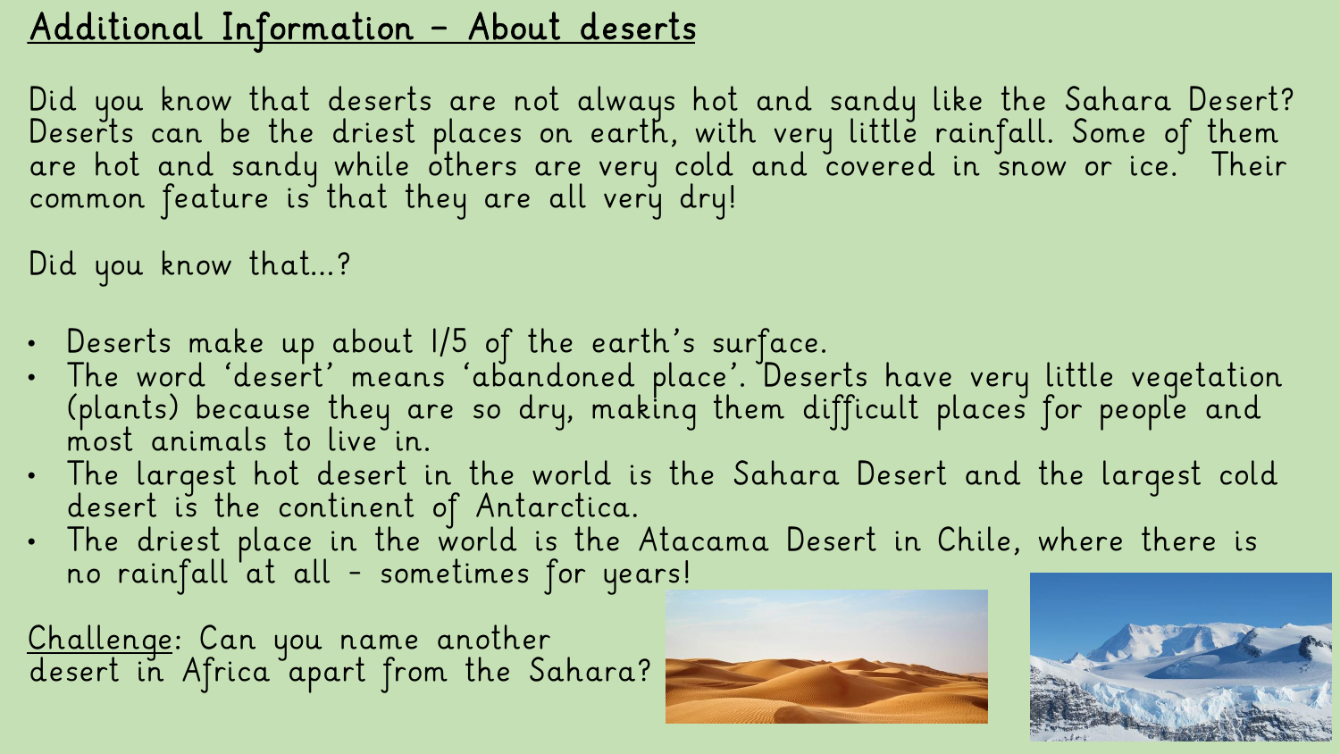## Additional Information – About deserts

Did you know that deserts are not always hot and sandy like the Sahara Desert? Deserts can be the driest places on earth, with very little rainfall. Some of them are hot and sandy while others are very cold and covered in snow or ice. Their common feature is that they are all very dry!

Did you know that…?

- Deserts make up about 1/5 of the earth's surface.
- The word 'desert' means 'abandoned place'. Deserts have very little vegetation (plants) because they are so dry, making them difficult places for people and most animals to live in.
- The largest hot desert in the world is the Sahara Desert and the largest cold desert is the continent of Antarctica.
- The driest place in the world is the Atacama Desert in Chile, where there is no rainfall at all – sometimes for years!

Challenge: Can you name another desert in Africa apart from the Sahara?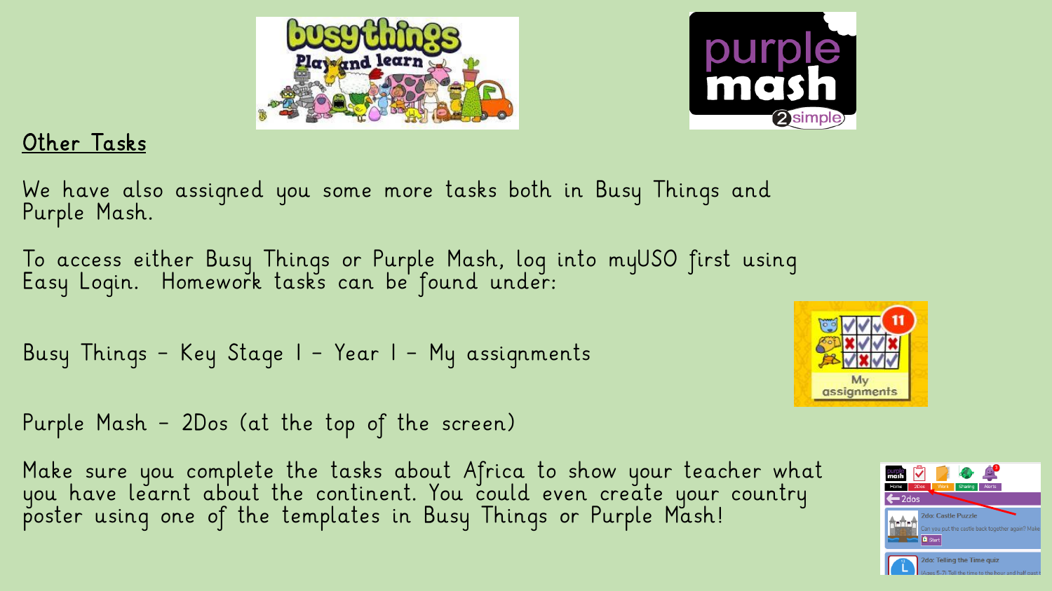## Other Tasks

We have also assigned you some more tasks both in Busy Things and Purple Mash.

To access either Busy Things or Purple Mash, log into myUSO first using Easy Login. Homework tasks can be found under:

Busy Things – Key Stage 1 – Year 1 – My assignments

Purple Mash – 2Dos (at the top of the screen)

Make sure you complete the tasks about Africa to show your teacher what you have learnt about the continent. You could even create your country poster using one of the templates in Busy Things or Purple Mash!